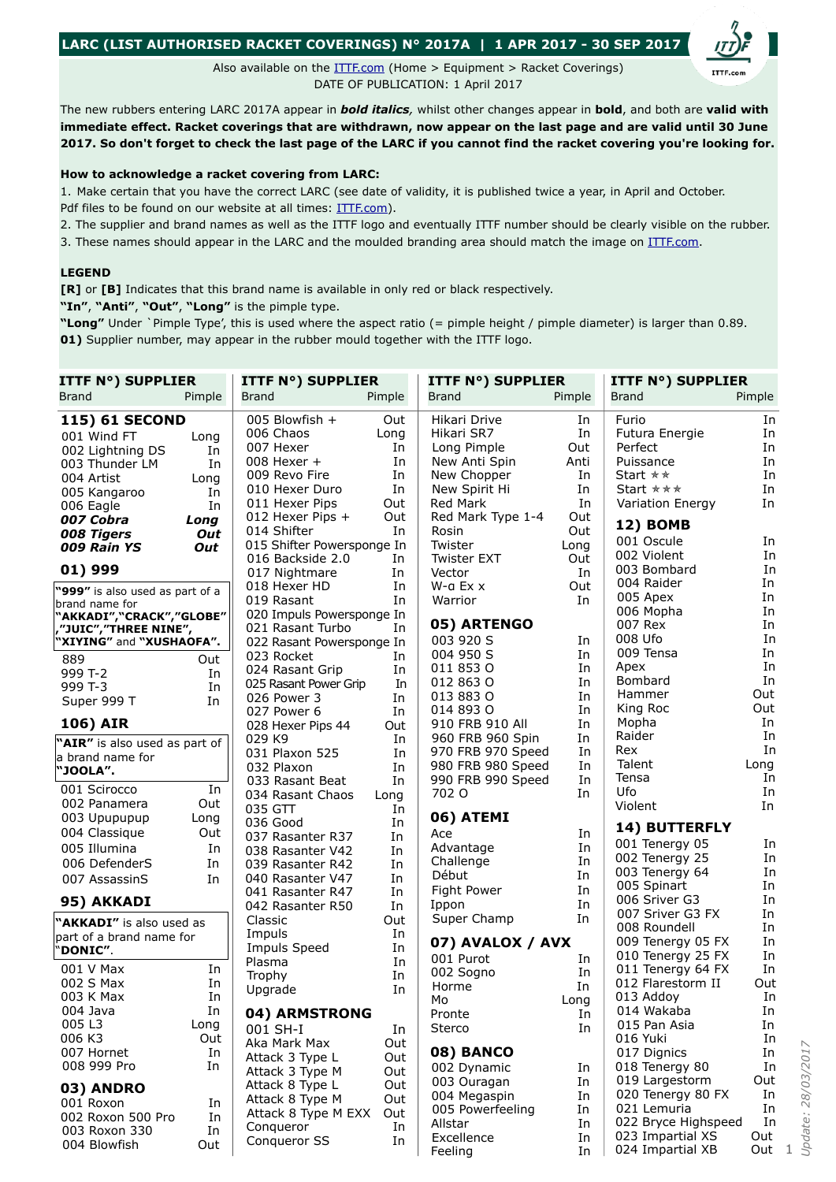# LARC (LIST AUTHORISED RACKET COVERINGS) N° 2017A | 1 APR 2017 - 30 SEP 2017

Also available on the ITTF.com (Home > Equipment > Racket Coverings)
DATE OF PUBLICATION: 1 April 2017

The new rubbers entering LARC 2017A appear in ***bold italics***, whilst other changes appear in **bold**, and both are **valid with immediate effect. Racket coverings that are withdrawn, now appear on the last page and are valid until 30 June 2017. So don't forget to check the last page of the LARC if you cannot find the racket covering you're looking for.**

**How to acknowledge a racket covering from LARC:**

1. Make certain that you have the correct LARC (see date of validity, it is published twice a year, in April and October. Pdf files to be found on our website at all times: ITTF.com).
2. The supplier and brand names as well as the ITTF logo and eventually ITTF number should be clearly visible on the rubber.
3. These names should appear in the LARC and the moulded branding area should match the image on ITTF.com.

**LEGEND**
**[R]** or **[B]** Indicates that this brand name is available in only red or black respectively.
**"In"**, **"Anti"**, **"Out"**, **"Long"** is the pimple type.
**"Long"** Under `Pimple Type', this is used where the aspect ratio (= pimple height / pimple diameter) is larger than 0.89.
**01)** Supplier number, may appear in the rubber mould together with the ITTF logo.

| ITTF N°) SUPPLIER Brand | Pimple |
|---|---|
| **115) 61 SECOND** | |
| 001 Wind FT | Long |
| 002 Lightning DS | In |
| 003 Thunder LM | In |
| 004 Artist | Long |
| 005 Kangaroo | In |
| 006 Eagle | In |
| ***007 Cobra*** | ***Long*** |
| ***008 Tigers*** | ***Out*** |
| ***009 Rain YS*** | ***Out*** |
| **01) 999** | |
| **"999"** is also used as part of a brand name for **"AKKADI","CRACK","GLOBE","JUIC","THREE NINE", "XIYING"** and **"XUSHAOFA".** | |
| 889 | Out |
| 999 T-2 | In |
| 999 T-3 | In |
| Super 999 T | In |
| **106) AIR** | |
| **"AIR"** is also used as part of a brand name for **"JOOLA".** | |
| 001 Scirocco | In |
| 002 Panamera | Out |
| 003 Upupupup | Long |
| 004 Classique | Out |
| 005 Illumina | In |
| 006 DefenderS | In |
| 007 AssassinS | In |
| **95) AKKADI** | |
| **"AKKADI"** is also used as part of a brand name for **"DONIC".** | |
| 001 V Max | In |
| 002 S Max | In |
| 003 K Max | In |
| 004 Java | In |
| 005 L3 | Long |
| 006 K3 | Out |
| 007 Hornet | In |
| 008 999 Pro | In |
| **03) ANDRO** | |
| 001 Roxon | In |
| 002 Roxon 500 Pro | In |
| 003 Roxon 330 | In |
| 004 Blowfish | Out |
| 005 Blowfish + | Out |
| 006 Chaos | Long |
| 007 Hexer | In |
| 008 Hexer + | In |
| 009 Revo Fire | In |
| 010 Hexer Duro | In |
| 011 Hexer Pips | Out |
| 012 Hexer Pips + | Out |
| 014 Shifter | In |
| 015 Shifter Powersponge | In |
| 016 Backside 2.0 | In |
| 017 Nightmare | In |
| 018 Hexer HD | In |
| 019 Rasant | In |
| 020 Impuls Powersponge | In |
| 021 Rasant Turbo | In |
| 022 Rasant Powersponge | In |
| 023 Rocket | In |
| 024 Rasant Grip | In |
| 025 Rasant Power Grip | In |
| 026 Power 3 | In |
| 027 Power 6 | In |
| 028 Hexer Pips 44 | Out |
| 029 K9 | In |
| 031 Plaxon 525 | In |
| 032 Plaxon | In |
| 033 Rasant Beat | In |
| 034 Rasant Chaos | Long |
| 035 GTT | In |
| 036 Good | In |
| 037 Rasanter R37 | In |
| 038 Rasanter V42 | In |
| 039 Rasanter R42 | In |
| 040 Rasanter V47 | In |
| 041 Rasanter R47 | In |
| 042 Rasanter R50 | In |
| Classic | Out |
| Impuls | In |
| Impuls Speed | In |
| Plasma | In |
| Trophy | In |
| Upgrade | In |
| **04) ARMSTRONG** | |
| 001 SH-I | In |
| Aka Mark Max | Out |
| Attack 3 Type L | Out |
| Attack 3 Type M | Out |
| Attack 8 Type L | Out |
| Attack 8 Type M | Out |
| Attack 8 Type M EXX | Out |
| Conqueror | In |
| Conqueror SS | In |
| Hikari Drive | In |
| Hikari SR7 | In |
| Long Pimple | Out |
| New Anti Spin | Anti |
| New Chopper | In |
| New Spirit Hi | In |
| Red Mark | In |
| Red Mark Type 1-4 | Out |
| Rosin | Out |
| Twister | Long |
| Twister EXT | Out |
| Vector | In |
| W-α Ex x | Out |
| Warrior | In |
| **05) ARTENGO** | |
| 003 920 S | In |
| 004 950 S | In |
| 011 853 O | In |
| 012 863 O | In |
| 013 883 O | In |
| 014 893 O | In |
| 910 FRB 910 All | In |
| 960 FRB 960 Spin | In |
| 970 FRB 970 Speed | In |
| 980 FRB 980 Speed | In |
| 990 FRB 990 Speed | In |
| 702 O | In |
| **06) ATEMI** | |
| Ace | In |
| Advantage | In |
| Challenge | In |
| Début | In |
| Fight Power | In |
| Ippon | In |
| Super Champ | In |
| **07) AVALOX / AVX** | |
| 001 Purot | In |
| 002 Sogno | In |
| Horme | In |
| Mo | Long |
| Pronte | In |
| Sterco | In |
| **08) BANCO** | |
| 002 Dynamic | In |
| 003 Ouragan | In |
| 004 Megaspin | In |
| 005 Powerfeeling | In |
| Allstar | In |
| Excellence | In |
| Feeling | In |
| Furio | In |
| Futura Energie | In |
| Perfect | In |
| Puissance | In |
| Start ** | In |
| Start *** | In |
| Variation Energy | In |
| **12) BOMB** | |
| 001 Oscule | In |
| 002 Violent | In |
| 003 Bombard | In |
| 004 Raider | In |
| 005 Apex | In |
| 006 Mopha | In |
| 007 Rex | In |
| 008 Ufo | In |
| 009 Tensa | In |
| Apex | In |
| Bombard | In |
| Hammer | Out |
| King Roc | Out |
| Mopha | In |
| Raider | In |
| Rex | In |
| Talent | Long |
| Tensa | In |
| Ufo | In |
| Violent | In |
| **14) BUTTERFLY** | |
| 001 Tenergy 05 | In |
| 002 Tenergy 25 | In |
| 003 Tenergy 64 | In |
| 005 Spinart | In |
| 006 Sriver G3 | In |
| 007 Sriver G3 FX | In |
| 008 Roundell | In |
| 009 Tenergy 05 FX | In |
| 010 Tenergy 25 FX | In |
| 011 Tenergy 64 FX | In |
| 012 Flarestorm II | Out |
| 013 Addoy | In |
| 014 Wakaba | In |
| 015 Pan Asia | In |
| 016 Yuki | In |
| 017 Dignics | In |
| 018 Tenergy 80 | In |
| 019 Largestorm | Out |
| 020 Tenergy 80 FX | In |
| 021 Lemuria | In |
| 022 Bryce Highspeed | In |
| 023 Impartial XS | Out |
| 024 Impartial XB | Out |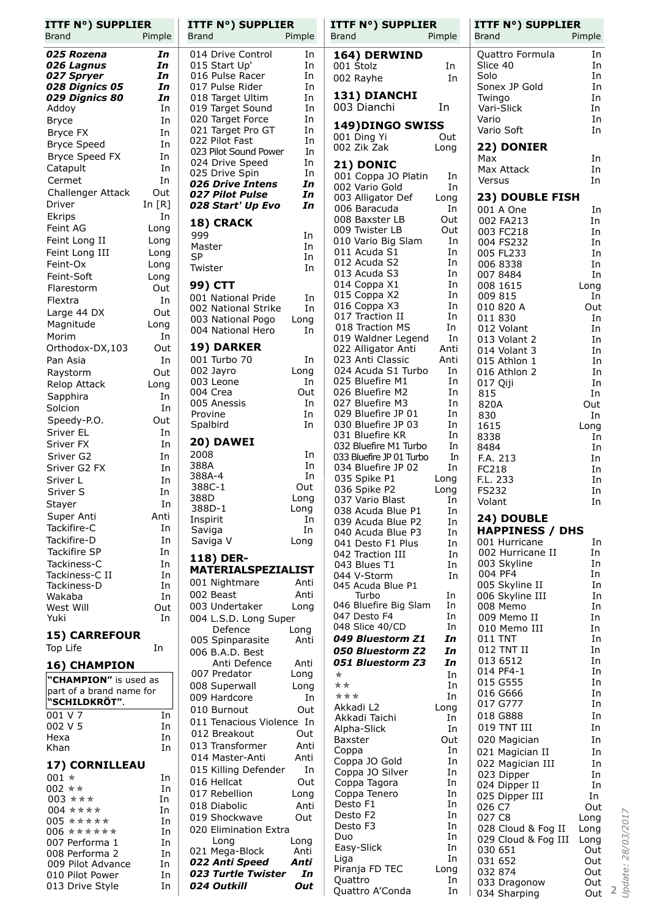| ITTF N°) SUPPLIER Brand | Pimple |
|---|---|
| ***025 Rozena*** | ***In*** |
| ***026 Lagnus*** | ***In*** |
| ***027 Spryer*** | ***In*** |
| ***028 Dignics 05*** | ***In*** |
| ***029 Dignics 80*** | ***In*** |
| Addoy | In |
| Bryce | In |
| Bryce FX | In |
| Bryce Speed | In |
| Bryce Speed FX | In |
| Catapult | In |
| Cermet | In |
| Challenger Attack | Out |
| Driver | In [R] |
| Ekrips | In |
| Feint AG | Long |
| Feint Long II | Long |
| Feint Long III | Long |
| Feint-Ox | Long |
| Feint-Soft | Long |
| Flarestorm | Out |
| Flextra | In |
| Large 44 DX | Out |
| Magnitude | Long |
| Morim | In |
| Orthodox-DX,103 | Out |
| Pan Asia | In |
| Raystorm | Out |
| Relop Attack | Long |
| Sapphira | In |
| Solcion | In |
| Speedy-P.O. | Out |
| Sriver EL | In |
| Sriver FX | In |
| Sriver G2 | In |
| Sriver G2 FX | In |
| Sriver L | In |
| Sriver S | In |
| Stayer | In |
| Super Anti | Anti |
| Tackifire-C | In |
| Tackifire-D | In |
| Tackifire SP | In |
| Tackiness-C | In |
| Tackiness-C II | In |
| Tackiness-D | In |
| Wakaba | In |
| West Will | Out |
| Yuki | In |

**15) CARREFOUR**

| Brand | Pimple |
|---|---|
| Top Life | In |

**16) CHAMPION**

**"CHAMPION"** is used as part of a brand name for **"SCHILDKRÖT"**.

| Brand | Pimple |
|---|---|
| 001 V 7 | In |
| 002 V 5 | In |
| Hexa | In |
| Khan | In |

**17) CORNILLEAU**

| Brand | Pimple |
|---|---|
| 001 ⋆ | In |
| 002 ⋆⋆ | In |
| 003 ⋆⋆⋆ | In |
| 004 ⋆⋆⋆⋆ | In |
| 005 ⋆⋆⋆⋆⋆ | In |
| 006 ⋆⋆⋆⋆⋆⋆ | In |
| 007 Performa 1 | In |
| 008 Performa 2 | In |
| 009 Pilot Advance | In |
| 010 Pilot Power | In |
| 013 Drive Style | In |
| 014 Drive Control | In |
| 015 Start Up' | In |
| 016 Pulse Racer | In |
| 017 Pulse Rider | In |
| 018 Target Ultim | In |
| 019 Target Sound | In |
| 020 Target Force | In |
| 021 Target Pro GT | In |
| 022 Pilot Fast | In |
| 023 Pilot Sound Power | In |
| 024 Drive Speed | In |
| 025 Drive Spin | In |
| ***026 Drive Intens*** | ***In*** |
| ***027 Pilot Pulse*** | ***In*** |
| ***028 Start' Up Evo*** | ***In*** |

**18) CRACK**

| Brand | Pimple |
|---|---|
| 999 | In |
| Master | In |
| SP | In |
| Twister | In |

**99) CTT**

| Brand | Pimple |
|---|---|
| 001 National Pride | In |
| 002 National Strike | In |
| 003 National Pogo | Long |
| 004 National Hero | In |

**19) DARKER**

| Brand | Pimple |
|---|---|
| 001 Turbo 70 | In |
| 002 Jayro | Long |
| 003 Leone | In |
| 004 Crea | Out |
| 005 Anessis | In |
| Provine | In |
| Spalbird | In |

**20) DAWEI**

| Brand | Pimple |
|---|---|
| 2008 | In |
| 388A | In |
| 388A-4 | In |
| 388C-1 | Out |
| 388D | Long |
| 388D-1 | Long |
| Inspirit | In |
| Saviga | In |
| Saviga V | Long |

**118) DER-MATERIALSPEZIALIST**

| Brand | Pimple |
|---|---|
| 001 Nightmare | Anti |
| 002 Beast | Anti |
| 003 Undertaker | Long |
| 004 L.S.D. Long Super Defence | Long |
| 005 Spinparasite | Anti |
| 006 B.A.D. Best Anti Defence | Anti |
| 007 Predator | Long |
| 008 Superwall | Long |
| 009 Hardcore | In |
| 010 Burnout | Out |
| 011 Tenacious Violence | In |
| 012 Breakout | Out |
| 013 Transformer | Anti |
| 014 Master-Anti | Anti |
| 015 Killing Defender | In |
| 016 Hellcat | Out |
| 017 Rebellion | Long |
| 018 Diabolic | Anti |
| 019 Shockwave | Out |
| 020 Elimination Extra Long | Long |
| 021 Mega-Block | Anti |
| ***022 Anti Speed*** | ***Anti*** |
| ***023 Turtle Twister*** | ***In*** |
| ***024 Outkill*** | ***Out*** |

**164) DERWIND**

| Brand | Pimple |
|---|---|
| 001 Stolz | In |
| 002 Rayhe | In |

**131) DIANCHI**

| Brand | Pimple |
|---|---|
| 003 Dianchi | In |

**149)DINGO SWISS**

| Brand | Pimple |
|---|---|
| 001 Ding Yi | Out |
| 002 Zik Zak | Long |

**21) DONIC**

| Brand | Pimple |
|---|---|
| 001 Coppa JO Platin | In |
| 002 Vario Gold | In |
| 003 Alligator Def | Long |
| 006 Baracuda | In |
| 008 Baxster LB | Out |
| 009 Twister LB | Out |
| 010 Vario Big Slam | In |
| 011 Acuda S1 | In |
| 012 Acuda S2 | In |
| 013 Acuda S3 | In |
| 014 Coppa X1 | In |
| 015 Coppa X2 | In |
| 016 Coppa X3 | In |
| 017 Traction II | In |
| 018 Traction MS | In |
| 019 Waldner Legend | In |
| 022 Alligator Anti | Anti |
| 023 Anti Classic | Anti |
| 024 Acuda S1 Turbo | In |
| 025 Bluefire M1 | In |
| 026 Bluefire M2 | In |
| 027 Bluefire M3 | In |
| 029 Bluefire JP 01 | In |
| 030 Bluefire JP 03 | In |
| 031 Bluefire KR | In |
| 032 Bluefire M1 Turbo | In |
| 033 Bluefire JP 01 Turbo | In |
| 034 Bluefire JP 02 | In |
| 035 Spike P1 | Long |
| 036 Spike P2 | Long |
| 037 Vario Blast | In |
| 038 Acuda Blue P1 | In |
| 039 Acuda Blue P2 | In |
| 040 Acuda Blue P3 | In |
| 041 Desto F1 Plus | In |
| 042 Traction III | In |
| 043 Blues T1 | In |
| 044 V-Storm | In |
| 045 Acuda Blue P1 Turbo | In |
| 046 Bluefire Big Slam | In |
| 047 Desto F4 | In |
| 048 Slice 40/CD | In |
| ***049 Bluestorm Z1*** | ***In*** |
| ***050 Bluestorm Z2*** | ***In*** |
| ***051 Bluestorm Z3*** | ***In*** |
| ⋆ | In |
| ⋆⋆ | In |
| ⋆⋆⋆ | In |
| Akkadi L2 | Long |
| Akkadi Taichi | In |
| Alpha-Slick | In |
| Baxster | Out |
| Coppa | In |
| Coppa JO Gold | In |
| Coppa JO Silver | In |
| Coppa Tagora | In |
| Coppa Tenero | In |
| Desto F1 | In |
| Desto F2 | In |
| Desto F3 | In |
| Duo | In |
| Easy-Slick | In |
| Liga | In |
| Piranha FD TEC | Long |
| Quattro | In |
| Quattro A'Conda | In |
| Quattro Formula | In |
| Slice 40 | In |
| Solo | In |
| Sonex JP Gold | In |
| Twingo | In |
| Vari-Slick | In |
| Vario | In |
| Vario Soft | In |

**22) DONIER**

| Brand | Pimple |
|---|---|
| Max | In |
| Max Attack | In |
| Versus | In |

**23) DOUBLE FISH**

| Brand | Pimple |
|---|---|
| 001 A One | In |
| 002 FA213 | In |
| 003 FC218 | In |
| 004 FS232 | In |
| 005 FL233 | In |
| 006 8338 | In |
| 007 8484 | In |
| 008 1615 | Long |
| 009 815 | In |
| 010 820 A | Out |
| 011 830 | In |
| 012 Volant | In |
| 013 Volant 2 | In |
| 014 Volant 3 | In |
| 015 Athlon 1 | In |
| 016 Athlon 2 | In |
| 017 Qiji | In |
| 815 | In |
| 820A | Out |
| 830 | In |
| 1615 | Long |
| 8338 | In |
| 8484 | In |
| F.A. 213 | In |
| FC218 | In |
| F.L. 233 | In |
| FS232 | In |
| Volant | In |

**24) DOUBLE HAPPINESS / DHS**

| Brand | Pimple |
|---|---|
| 001 Hurricane | In |
| 002 Hurricane II | In |
| 003 Skyline | In |
| 004 PF4 | In |
| 005 Skyline II | In |
| 006 Skyline III | In |
| 008 Memo | In |
| 009 Memo II | In |
| 010 Memo III | In |
| 011 TNT | In |
| 012 TNT II | In |
| 013 6512 | In |
| 014 PF4-1 | In |
| 015 G555 | In |
| 016 G666 | In |
| 017 G777 | In |
| 018 G888 | In |
| 019 TNT III | In |
| 020 Magician | In |
| 021 Magician II | In |
| 022 Magician III | In |
| 023 Dipper | In |
| 024 Dipper II | In |
| 025 Dipper III | In |
| 026 C7 | Out |
| 027 C8 | Long |
| 028 Cloud & Fog II | Long |
| 029 Cloud & Fog III | Long |
| 030 651 | Out |
| 031 652 | Out |
| 032 874 | Out |
| 033 Dragonow | Out |
| 034 Sharping | Out |

*Update: 28/03/2017*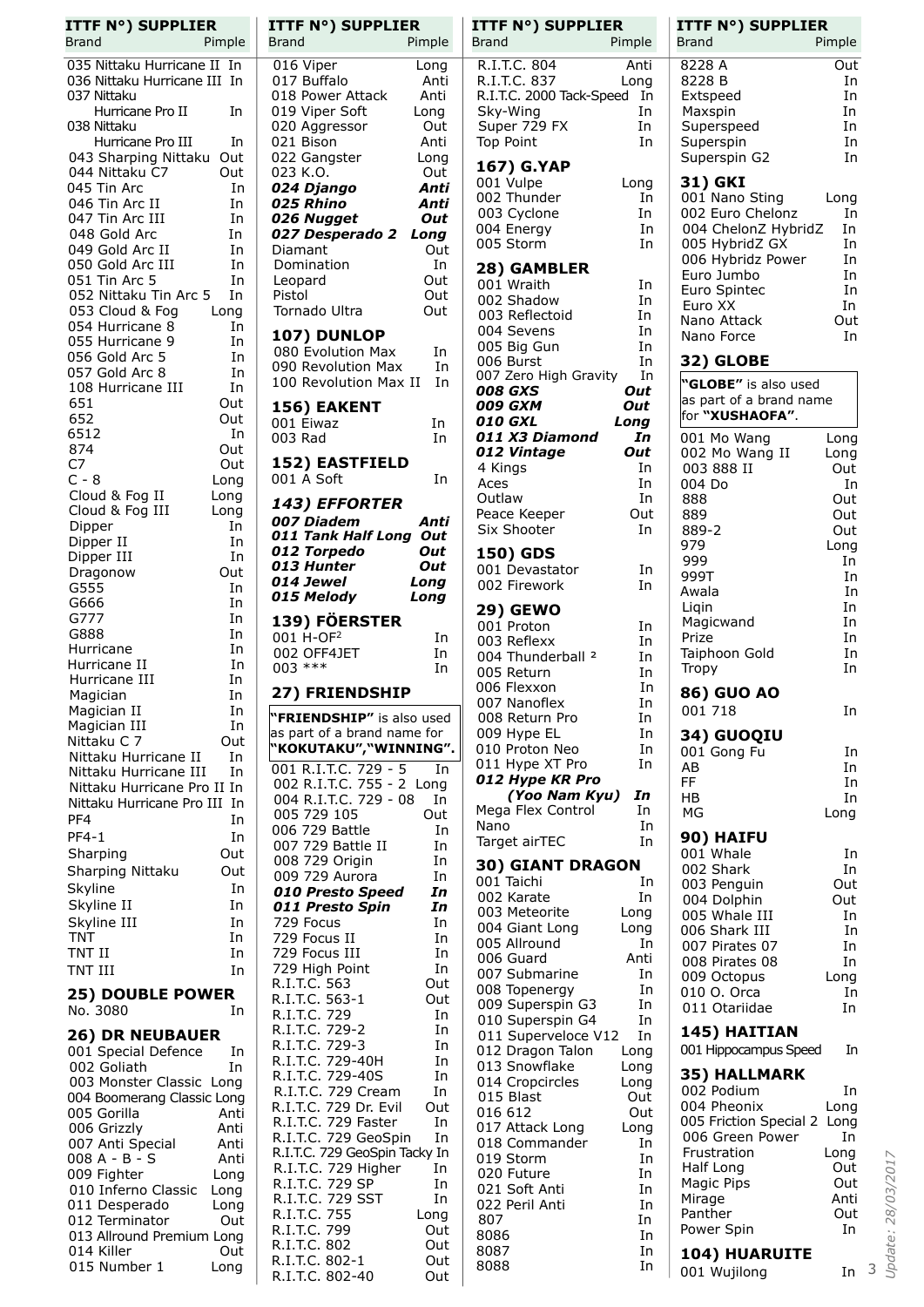| ITTF N°) SUPPLIER Brand | Pimple |
|---|---|
| 035 Nittaku Hurricane II | In |
| 036 Nittaku Hurricane III | In |
| 037 Nittaku Hurricane Pro II | In |
| 038 Nittaku Hurricane Pro III | In |
| 043 Sharping Nittaku | Out |
| 044 Nittaku C7 | Out |
| 045 Tin Arc | In |
| 046 Tin Arc II | In |
| 047 Tin Arc III | In |
| 048 Gold Arc | In |
| 049 Gold Arc II | In |
| 050 Gold Arc III | In |
| 051 Tin Arc 5 | In |
| 052 Nittaku Tin Arc 5 | In |
| 053 Cloud & Fog | Long |
| 054 Hurricane 8 | In |
| 055 Hurricane 9 | In |
| 056 Gold Arc 5 | In |
| 057 Gold Arc 8 | In |
| 108 Hurricane III | In |
| 651 | Out |
| 652 | Out |
| 6512 | In |
| 874 | Out |
| C7 | Out |
| C - 8 | Long |
| Cloud & Fog II | Long |
| Cloud & Fog III | Long |
| Dipper | In |
| Dipper II | In |
| Dipper III | In |
| Dragonow | Out |
| G555 | In |
| G666 | In |
| G777 | In |
| G888 | In |
| Hurricane | In |
| Hurricane II | In |
| Hurricane III | In |
| Magician | In |
| Magician II | In |
| Magician III | In |
| Nittaku C 7 | Out |
| Nittaku Hurricane II | In |
| Nittaku Hurricane III | In |
| Nittaku Hurricane Pro II | In |
| Nittaku Hurricane Pro III | In |
| PF4 | In |
| PF4-1 | In |
| Sharping | Out |
| Sharping Nittaku | Out |
| Skyline | In |
| Skyline II | In |
| Skyline III | In |
| TNT | In |
| TNT II | In |
| TNT III | In |

## 25) DOUBLE POWER

| Brand | Pimple |
|---|---|
| No. 3080 | In |

## 26) DR NEUBAUER

| Brand | Pimple |
|---|---|
| 001 Special Defence | In |
| 002 Goliath | In |
| 003 Monster Classic | Long |
| 004 Boomerang Classic | Long |
| 005 Gorilla | Anti |
| 006 Grizzly | Anti |
| 007 Anti Special | Anti |
| 008 A - B - S | Anti |
| 009 Fighter | Long |
| 010 Inferno Classic | Long |
| 011 Desperado | Long |
| 012 Terminator | Out |
| 013 Allround Premium | Long |
| 014 Killer | Out |
| 015 Number 1 | Long |
| 016 Viper | Long |
| 017 Buffalo | Anti |
| 018 Power Attack | Anti |
| 019 Viper Soft | Long |
| 020 Aggressor | Out |
| 021 Bison | Anti |
| 022 Gangster | Long |
| 023 K.O. | Out |
| ***024 Django*** | ***Anti*** |
| ***025 Rhino*** | ***Anti*** |
| ***026 Nugget*** | ***Out*** |
| ***027 Desperado 2*** | ***Long*** |
| Diamant | Out |
| Domination | In |
| Leopard | Out |
| Pistol | Out |
| Tornado Ultra | Out |

## 107) DUNLOP

| Brand | Pimple |
|---|---|
| 080 Evolution Max | In |
| 090 Revolution Max | In |
| 100 Revolution Max II | In |

## 156) EAKENT

| Brand | Pimple |
|---|---|
| 001 Eiwaz | In |
| 003 Rad | In |

## 152) EASTFIELD

| Brand | Pimple |
|---|---|
| 001 A Soft | In |

## *143) EFFORTER*

| Brand | Pimple |
|---|---|
| ***007 Diadem*** | ***Anti*** |
| ***011 Tank Half Long*** | ***Out*** |
| ***012 Torpedo*** | ***Out*** |
| ***013 Hunter*** | ***Out*** |
| ***014 Jewel*** | ***Long*** |
| ***015 Melody*** | ***Long*** |

## 139) FÖERSTER

| Brand | Pimple |
|---|---|
| 001 H-OF$^2$ | In |
| 002 OFF4JET | In |
| 003 *** | In |

## 27) FRIENDSHIP

**"FRIENDSHIP"** is also used as part of a brand name for **"KOKUTAKU","WINNING".**

| Brand | Pimple |
|---|---|
| 001 R.I.T.C. 729 - 5 | In |
| 002 R.I.T.C. 755 - 2 | Long |
| 004 R.I.T.C. 729 - 08 | In |
| 005 729 105 | Out |
| 006 729 Battle | In |
| 007 729 Battle II | In |
| 008 729 Origin | In |
| 009 729 Aurora | In |
| ***010 Presto Speed*** | ***In*** |
| ***011 Presto Spin*** | ***In*** |
| 729 Focus | In |
| 729 Focus II | In |
| 729 Focus III | In |
| 729 High Point | In |
| R.I.T.C. 563 | Out |
| R.I.T.C. 563-1 | Out |
| R.I.T.C. 729 | In |
| R.I.T.C. 729-2 | In |
| R.I.T.C. 729-3 | In |
| R.I.T.C. 729-40H | In |
| R.I.T.C. 729-40S | In |
| R.I.T.C. 729 Cream | In |
| R.I.T.C. 729 Dr. Evil | Out |
| R.I.T.C. 729 Faster | In |
| R.I.T.C. 729 GeoSpin | In |
| R.I.T.C. 729 GeoSpin Tacky | In |
| R.I.T.C. 729 Higher | In |
| R.I.T.C. 729 SP | In |
| R.I.T.C. 729 SST | In |
| R.I.T.C. 755 | Long |
| R.I.T.C. 799 | Out |
| R.I.T.C. 802 | Out |
| R.I.T.C. 802-1 | Out |
| R.I.T.C. 802-40 | Out |
| R.I.T.C. 804 | Anti |
| R.I.T.C. 837 | Long |
| R.I.T.C. 2000 Tack-Speed | In |
| Sky-Wing | In |
| Super 729 FX | In |
| Top Point | In |

## 167) G.YAP

| Brand | Pimple |
|---|---|
| 001 Vulpe | Long |
| 002 Thunder | In |
| 003 Cyclone | In |
| 004 Energy | In |
| 005 Storm | In |

## 28) GAMBLER

| Brand | Pimple |
|---|---|
| 001 Wraith | In |
| 002 Shadow | In |
| 003 Reflectoid | In |
| 004 Sevens | In |
| 005 Big Gun | In |
| 006 Burst | In |
| 007 Zero High Gravity | In |
| ***008 GXS*** | ***Out*** |
| ***009 GXM*** | ***Out*** |
| ***010 GXL*** | ***Long*** |
| ***011 X3 Diamond*** | ***In*** |
| ***012 Vintage*** | ***Out*** |
| 4 Kings | In |
| Aces | In |
| Outlaw | In |
| Peace Keeper | Out |
| Six Shooter | In |

## 150) GDS

| Brand | Pimple |
|---|---|
| 001 Devastator | In |
| 002 Firework | In |

## 29) GEWO

| Brand | Pimple |
|---|---|
| 001 Proton | In |
| 003 Reflexx | In |
| 004 Thunderball $^2$ | In |
| 005 Return | In |
| 006 Flexxon | In |
| 007 Nanoflex | In |
| 008 Return Pro | In |
| 009 Hype EL | In |
| 010 Proton Neo | In |
| 011 Hype XT Pro | In |
| ***012 Hype KR Pro (Yoo Nam Kyu)*** | ***In*** |
| Mega Flex Control | In |
| Nano | In |
| Target airTEC | In |

## 30) GIANT DRAGON

| Brand | Pimple |
|---|---|
| 001 Taichi | In |
| 002 Karate | In |
| 003 Meteorite | Long |
| 004 Giant Long | Long |
| 005 Allround | In |
| 006 Guard | Anti |
| 007 Submarine | In |
| 008 Topenergy | In |
| 009 Superspin G3 | In |
| 010 Superspin G4 | In |
| 011 Superveloce V12 | In |
| 012 Dragon Talon | Long |
| 013 Snowflake | Long |
| 014 Cropcircles | Long |
| 015 Blast | Out |
| 016 612 | Out |
| 017 Attack Long | Long |
| 018 Commander | In |
| 019 Storm | In |
| 020 Future | In |
| 021 Soft Anti | In |
| 022 Peril Anti | In |
| 807 | In |
| 8086 | In |
| 8087 | In |
| 8088 | In |
| 8228 A | Out |
| 8228 B | In |
| Extspeed | In |
| Maxspin | In |
| Superspeed | In |
| Superspin | In |
| Superspin G2 | In |

## 31) GKI

| Brand | Pimple |
|---|---|
| 001 Nano Sting | Long |
| 002 Euro Chelonz | In |
| 004 ChelonZ HybridZ | In |
| 005 HybridZ GX | In |
| 006 Hybridz Power | In |
| Euro Jumbo | In |
| Euro Spintec | In |
| Euro XX | In |
| Nano Attack | Out |
| Nano Force | In |

## 32) GLOBE

**"GLOBE"** is also used as part of a brand name for **"XUSHAOFA"**.

| Brand | Pimple |
|---|---|
| 001 Mo Wang | Long |
| 002 Mo Wang II | Long |
| 003 888 II | Out |
| 004 Do | In |
| 888 | Out |
| 889 | Out |
| 889-2 | Out |
| 979 | Long |
| 999 | In |
| 999T | In |
| Awala | In |
| Liqin | In |
| Magicwand | In |
| Prize | In |
| Taiphoon Gold | In |
| Tropy | In |

## 86) GUO AO

| Brand | Pimple |
|---|---|
| 001 718 | In |

## 34) GUOQIU

| Brand | Pimple |
|---|---|
| 001 Gong Fu | In |
| AB | In |
| FF | In |
| HB | In |
| MG | Long |

## 90) HAIFU

| Brand | Pimple |
|---|---|
| 001 Whale | In |
| 002 Shark | In |
| 003 Penguin | Out |
| 004 Dolphin | Out |
| 005 Whale III | In |
| 006 Shark III | In |
| 007 Pirates 07 | In |
| 008 Pirates 08 | In |
| 009 Octopus | Long |
| 010 O. Orca | In |
| 011 Otariidae | In |

## 145) HAITIAN

| Brand | Pimple |
|---|---|
| 001 Hippocampus Speed | In |

## 35) HALLMARK

| Brand | Pimple |
|---|---|
| 002 Podium | In |
| 004 Pheonix | Long |
| 005 Friction Special 2 | Long |
| 006 Green Power | In |
| Frustration | Long |
| Half Long | Out |
| Magic Pips | Out |
| Mirage | Anti |
| Panther | Out |
| Power Spin | In |

## 104) HUARUITE

| Brand | Pimple |
|---|---|
| 001 Wujilong | In |

Update: 28/03/2017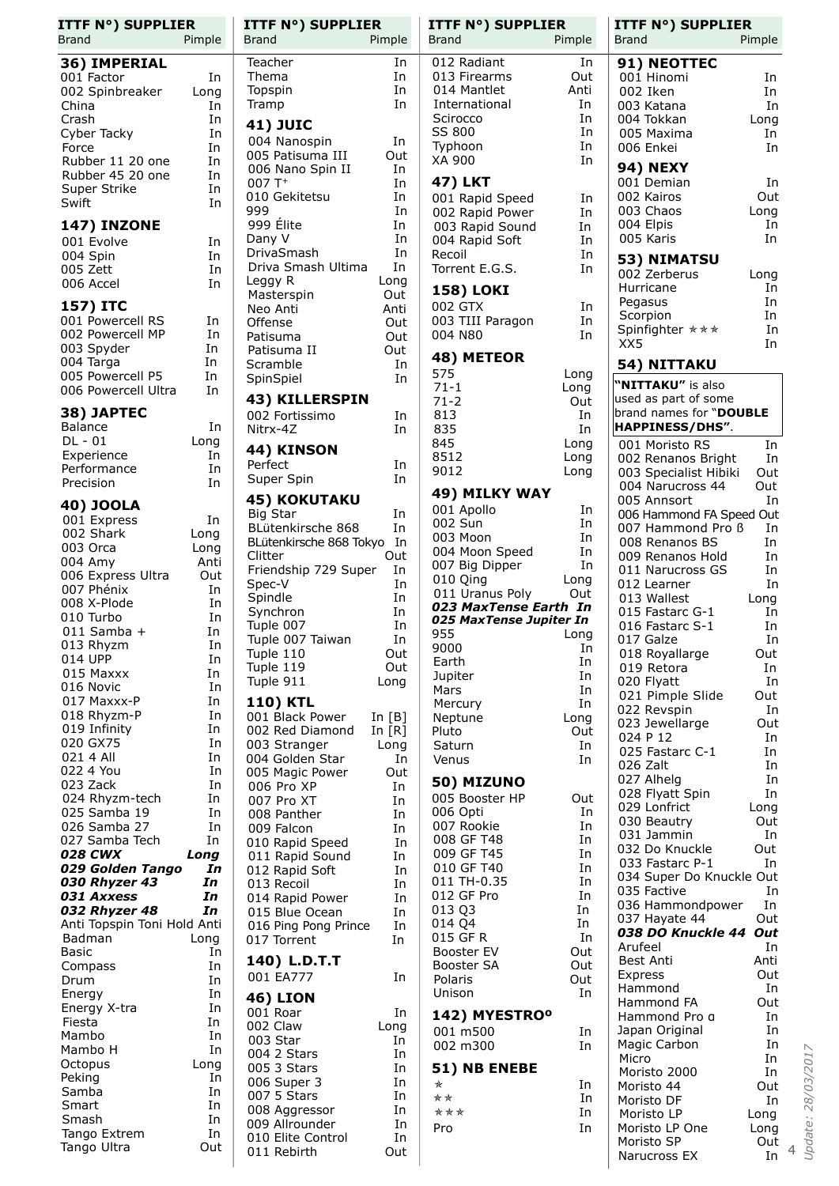| ITTF N°) SUPPLIER Brand | Pimple |
|---|---|
| **36) IMPERIAL** | |
| 001 Factor | In |
| 002 Spinbreaker | Long |
| China | In |
| Crash | In |
| Cyber Tacky | In |
| Force | In |
| Rubber 11 20 one | In |
| Rubber 45 20 one | In |
| Super Strike | In |
| Swift | In |
| **147) INZONE** | |
| 001 Evolve | In |
| 004 Spin | In |
| 005 Zett | In |
| 006 Accel | In |
| **157) ITC** | |
| 001 Powercell RS | In |
| 002 Powercell MP | In |
| 003 Spyder | In |
| 004 Targa | In |
| 005 Powercell P5 | In |
| 006 Powercell Ultra | In |
| **38) JAPTEC** | |
| Balance | In |
| DL - 01 | Long |
| Experience | In |
| Performance | In |
| Precision | In |
| **40) JOOLA** | |
| 001 Express | In |
| 002 Shark | Long |
| 003 Orca | Long |
| 004 Amy | Anti |
| 006 Express Ultra | Out |
| 007 Phénix | In |
| 008 X-Plode | In |
| 010 Turbo | In |
| 011 Samba + | In |
| 013 Rhyzm | In |
| 014 UPP | In |
| 015 Maxxx | In |
| 016 Novic | In |
| 017 Maxxx-P | In |
| 018 Rhyzm-P | In |
| 019 Infinity | In |
| 020 GX75 | In |
| 021 4 All | In |
| 022 4 You | In |
| 023 Zack | In |
| 024 Rhyzm-tech | In |
| 025 Samba 19 | In |
| 026 Samba 27 | In |
| 027 Samba Tech | In |
| ***028 CWX*** | ***Long*** |
| ***029 Golden Tango*** | ***In*** |
| ***030 Rhyzer 43*** | ***In*** |
| ***031 Axxess*** | ***In*** |
| ***032 Rhyzer 48*** | ***In*** |
| Anti Topspin Toni Hold | Anti |
| Badman | Long |
| Basic | In |
| Compass | In |
| Drum | In |
| Energy | In |
| Energy X-tra | In |
| Fiesta | In |
| Mambo | In |
| Mambo H | In |
| Octopus | Long |
| Peking | In |
| Samba | In |
| Smart | In |
| Smash | In |
| Tango Extrem | In |
| Tango Ultra | Out |
| Teacher | In |
| Thema | In |
| Topspin | In |
| Tramp | In |
| **41) JUIC** | |
| 004 Nanospin | In |
| 005 Patisuma III | Out |
| 006 Nano Spin II | In |
| 007 T⁺ | In |
| 010 Gekitetsu | In |
| 999 | In |
| 999 Élite | In |
| Dany V | In |
| DrivaSmash | In |
| Driva Smash Ultima | In |
| Leggy R | Long |
| Masterspin | Out |
| Neo Anti | Anti |
| Offense | Out |
| Patisuma | Out |
| Patisuma II | Out |
| Scramble | In |
| SpinSpiel | In |
| **43) KILLERSPIN** | |
| 002 Fortissimo | In |
| Nitrx-4Z | In |
| **44) KINSON** | |
| Perfect | In |
| Super Spin | In |
| **45) KOKUTAKU** | |
| Big Star | In |
| BLütenkirsche 868 | In |
| BLütenkirsche 868 Tokyo | In |
| Clitter | Out |
| Friendship 729 Super | In |
| Spec-V | In |
| Spindle | In |
| Synchron | In |
| Tuple 007 | In |
| Tuple 007 Taiwan | In |
| Tuple 110 | Out |
| Tuple 119 | Out |
| Tuple 911 | Long |
| **110) KTL** | |
| 001 Black Power | In [B] |
| 002 Red Diamond | In [R] |
| 003 Stranger | Long |
| 004 Golden Star | In |
| 005 Magic Power | Out |
| 006 Pro XP | In |
| 007 Pro XT | In |
| 008 Panther | In |
| 009 Falcon | In |
| 010 Rapid Speed | In |
| 011 Rapid Sound | In |
| 012 Rapid Soft | In |
| 013 Recoil | In |
| 014 Rapid Power | In |
| 015 Blue Ocean | In |
| 016 Ping Pong Prince | In |
| 017 Torrent | In |
| **140) L.D.T.T** | |
| 001 EA777 | In |
| **46) LION** | |
| 001 Roar | In |
| 002 Claw | Long |
| 003 Star | In |
| 004 2 Stars | In |
| 005 3 Stars | In |
| 006 Super 3 | In |
| 007 5 Stars | In |
| 008 Aggressor | In |
| 009 Allrounder | In |
| 010 Elite Control | In |
| 011 Rebirth | Out |
| 012 Radiant | In |
| 013 Firearms | Out |
| 014 Mantlet | Anti |
| International | In |
| Scirocco | In |
| SS 800 | In |
| Typhoon | In |
| XA 900 | In |
| **47) LKT** | |
| 001 Rapid Speed | In |
| 002 Rapid Power | In |
| 003 Rapid Sound | In |
| 004 Rapid Soft | In |
| Recoil | In |
| Torrent E.G.S. | In |
| **158) LOKI** | |
| 002 GTX | In |
| 003 TIII Paragon | In |
| 004 N80 | In |
| **48) METEOR** | |
| 575 | Long |
| 71-1 | Long |
| 71-2 | Out |
| 813 | In |
| 835 | In |
| 845 | Long |
| 8512 | Long |
| 9012 | Long |
| **49) MILKY WAY** | |
| 001 Apollo | In |
| 002 Sun | In |
| 003 Moon | In |
| 004 Moon Speed | In |
| 007 Big Dipper | In |
| 010 Qing | Long |
| 011 Uranus Poly | Out |
| ***023 MaxTense Earth*** | ***In*** |
| ***025 MaxTense Jupiter*** | ***In*** |
| 955 | Long |
| 9000 | In |
| Earth | In |
| Jupiter | In |
| Mars | In |
| Mercury | In |
| Neptune | Long |
| Pluto | Out |
| Saturn | In |
| Venus | In |
| **50) MIZUNO** | |
| 005 Booster HP | Out |
| 006 Opti | In |
| 007 Rookie | In |
| 008 GF T48 | In |
| 009 GF T45 | In |
| 010 GF T40 | In |
| 011 TH-0.35 | In |
| 012 GF Pro | In |
| 013 Q3 | In |
| 014 Q4 | In |
| 015 GF R | In |
| Booster EV | Out |
| Booster SA | Out |
| Polaris | Out |
| Unison | In |
| **142) MYESTROº** | |
| 001 m500 | In |
| 002 m300 | In |
| **51) NB ENEBE** | |
| ⋆ | In |
| ⋆⋆ | In |
| ⋆⋆⋆ | In |
| Pro | In |
| **91) NEOTTEC** | |
| 001 Hinomi | In |
| 002 Iken | In |
| 003 Katana | In |
| 004 Tokkan | Long |
| 005 Maxima | In |
| 006 Enkei | In |
| **94) NEXY** | |
| 001 Demian | In |
| 002 Kairos | Out |
| 003 Chaos | Long |
| 004 Elpis | In |
| 005 Karis | In |
| **53) NIMATSU** | |
| 002 Zerberus | Long |
| Hurricane | In |
| Pegasus | In |
| Scorpion | In |
| Spinfighter ⋆⋆⋆ | In |
| XX5 | In |
| **54) NITTAKU** | |
| **"NITTAKU"** is also used as part of some brand names for **"DOUBLE HAPPINESS/DHS"**. | |
| 001 Moristo RS | In |
| 002 Renanos Bright | In |
| 003 Specialist Hibiki | Out |
| 004 Narucross 44 | Out |
| 005 Annsort | In |
| 006 Hammond FA Speed | Out |
| 007 Hammond Pro ß | In |
| 008 Renanos BS | In |
| 009 Renanos Hold | In |
| 011 Narucross GS | In |
| 012 Learner | In |
| 013 Wallest | Long |
| 015 Fastarc G-1 | In |
| 016 Fastarc S-1 | In |
| 017 Galze | In |
| 018 Royallarge | Out |
| 019 Retora | In |
| 020 Flyatt | In |
| 021 Pimple Slide | Out |
| 022 Revspin | In |
| 023 Jewellarge | Out |
| 024 P 12 | In |
| 025 Fastarc C-1 | In |
| 026 Zalt | In |
| 027 Alhelg | In |
| 028 Flyatt Spin | In |
| 029 Lonfrict | Long |
| 030 Beautry | Out |
| 031 Jammin | In |
| 032 Do Knuckle | Out |
| 033 Fastarc P-1 | In |
| 034 Super Do Knuckle | Out |
| 035 Factive | In |
| 036 Hammondpower | In |
| 037 Hayate 44 | Out |
| ***038 DO Knuckle 44*** | ***Out*** |
| Arufeel | In |
| Best Anti | Anti |
| Express | Out |
| Hammond | In |
| Hammond FA | Out |
| Hammond Pro α | In |
| Japan Original | In |
| Magic Carbon | In |
| Micro | In |
| Moristo 2000 | In |
| Moristo 44 | Out |
| Moristo DF | In |
| Moristo LP | Long |
| Moristo LP One | Long |
| Moristo SP | Out |
| Narucross EX | In |

*Update: 28/03/2017*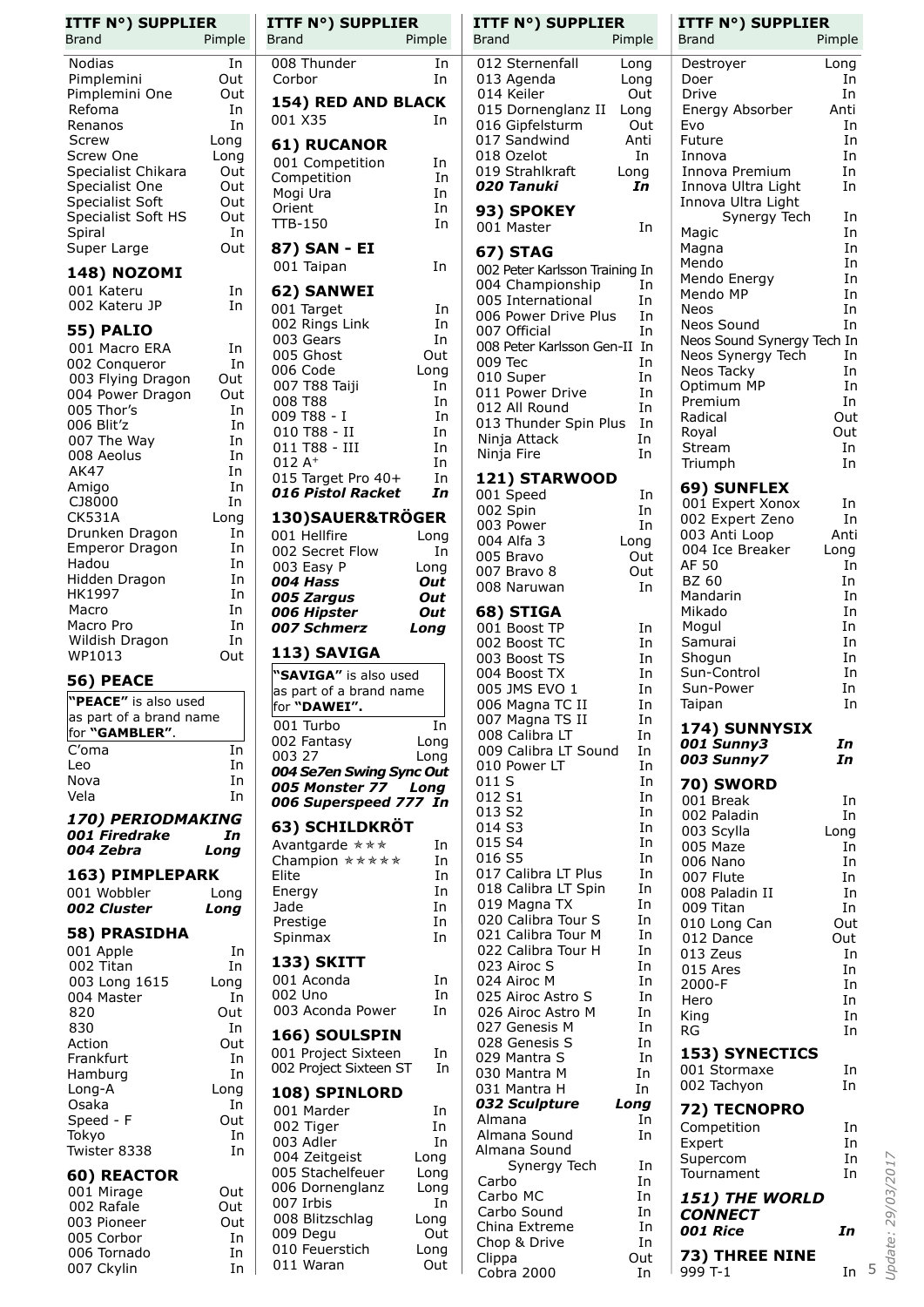| ITTF N°) SUPPLIER Brand | Pimple |
|---|---|
| Nodias | In |
| Pimplemini | Out |
| Pimplemini One | Out |
| Refoma | In |
| Renanos | In |
| Screw | Long |
| Screw One | Long |
| Specialist Chikara | Out |
| Specialist One | Out |
| Specialist Soft | Out |
| Specialist Soft HS | Out |
| Spiral | In |
| Super Large | Out |

### 148) NOZOMI

| Brand | Pimple |
|---|---|
| 001 Kateru | In |
| 002 Kateru JP | In |

### 55) PALIO

| Brand | Pimple |
|---|---|
| 001 Macro ERA | In |
| 002 Conqueror | In |
| 003 Flying Dragon | Out |
| 004 Power Dragon | Out |
| 005 Thor's | In |
| 006 Blit'z | In |
| 007 The Way | In |
| 008 Aeolus | In |
| AK47 | In |
| Amigo | In |
| CJ8000 | In |
| CK531A | Long |
| Drunken Dragon | In |
| Emperor Dragon | In |
| Hadou | In |
| Hidden Dragon | In |
| HK1997 | In |
| Macro | In |
| Macro Pro | In |
| Wildish Dragon | In |
| WP1013 | Out |

### 56) PEACE

**"PEACE"** is also used as part of a brand name for **"GAMBLER"**.

| Brand | Pimple |
|---|---|
| C'oma | In |
| Leo | In |
| Nova | In |
| Vela | In |

### *170) PERIODMAKING*

| Brand | Pimple |
|---|---|
| ***001 Firedrake*** | ***In*** |
| ***004 Zebra*** | ***Long*** |

### 163) PIMPLEPARK

| Brand | Pimple |
|---|---|
| 001 Wobbler | Long |
| ***002 Cluster*** | ***Long*** |

### 58) PRASIDHA

| Brand | Pimple |
|---|---|
| 001 Apple | In |
| 002 Titan | In |
| 003 Long 1615 | Long |
| 004 Master | In |
| 820 | Out |
| 830 | In |
| Action | Out |
| Frankfurt | In |
| Hamburg | In |
| Long-A | Long |
| Osaka | In |
| Speed - F | Out |
| Tokyo | In |
| Twister 8338 | In |

### 60) REACTOR

| Brand | Pimple |
|---|---|
| 001 Mirage | Out |
| 002 Rafale | Out |
| 003 Pioneer | Out |
| 005 Corbor | In |
| 006 Tornado | In |
| 007 Ckylin | In |
| 008 Thunder | In |
| Corbor | In |

### 154) RED AND BLACK

| Brand | Pimple |
|---|---|
| 001 X35 | In |

### 61) RUCANOR

| Brand | Pimple |
|---|---|
| 001 Competition | In |
| Competition | In |
| Mogi Ura | In |
| Orient | In |
| TTB-150 | In |

### 87) SAN - EI

| Brand | Pimple |
|---|---|
| 001 Taipan | In |

### 62) SANWEI

| Brand | Pimple |
|---|---|
| 001 Target | In |
| 002 Rings Link | In |
| 003 Gears | In |
| 005 Ghost | Out |
| 006 Code | Long |
| 007 T88 Taiji | In |
| 008 T88 | In |
| 009 T88 - I | In |
| 010 T88 - II | In |
| 011 T88 - III | In |
| 012 A+ | In |
| 015 Target Pro 40+ | In |
| ***016 Pistol Racket*** | ***In*** |

### 130)SAUER&TRÖGER

| Brand | Pimple |
|---|---|
| 001 Hellfire | Long |
| 002 Secret Flow | In |
| 003 Easy P | Long |
| ***004 Hass*** | ***Out*** |
| ***005 Zargus*** | ***Out*** |
| ***006 Hipster*** | ***Out*** |
| ***007 Schmerz*** | ***Long*** |

### 113) SAVIGA

**"SAVIGA"** is also used as part of a brand name for **"DAWEI"**.

| Brand | Pimple |
|---|---|
| 001 Turbo | In |
| 002 Fantasy | Long |
| 003 27 | Long |
| ***004 Se7en Swing Sync*** | ***Out*** |
| ***005 Monster 77*** | ***Long*** |
| ***006 Superspeed 777*** | ***In*** |

### 63) SCHILDKRÖT

| Brand | Pimple |
|---|---|
| Avantgarde ★★★ | In |
| Champion ★★★★★ | In |
| Elite | In |
| Energy | In |
| Jade | In |
| Prestige | In |
| Spinmax | In |

### 133) SKITT

| Brand | Pimple |
|---|---|
| 001 Aconda | In |
| 002 Uno | In |
| 003 Aconda Power | In |

### 166) SOULSPIN

| Brand | Pimple |
|---|---|
| 001 Project Sixteen | In |
| 002 Project Sixteen ST | In |

### 108) SPINLORD

| Brand | Pimple |
|---|---|
| 001 Marder | In |
| 002 Tiger | In |
| 003 Adler | In |
| 004 Zeitgeist | Long |
| 005 Stachelfeuer | Long |
| 006 Dornenglanz | Long |
| 007 Irbis | In |
| 008 Blitzschlag | Long |
| 009 Degu | Out |
| 010 Feuerstich | Long |
| 011 Waran | Out |
| 012 Sternenfall | Long |
| 013 Agenda | Long |
| 014 Keiler | Out |
| 015 Dornenglanz II | Long |
| 016 Gipfelsturm | Out |
| 017 Sandwind | Anti |
| 018 Ozelot | In |
| 019 Strahlkraft | Long |
| ***020 Tanuki*** | ***In*** |

### 93) SPOKEY

| Brand | Pimple |
|---|---|
| 001 Master | In |

### 67) STAG

| Brand | Pimple |
|---|---|
| 002 Peter Karlsson Training | In |
| 004 Championship | In |
| 005 International | In |
| 006 Power Drive Plus | In |
| 007 Official | In |
| 008 Peter Karlsson Gen-II | In |
| 009 Tec | In |
| 010 Super | In |
| 011 Power Drive | In |
| 012 All Round | In |
| 013 Thunder Spin Plus | In |
| Ninja Attack | In |
| Ninja Fire | In |

### 121) STARWOOD

| Brand | Pimple |
|---|---|
| 001 Speed | In |
| 002 Spin | In |
| 003 Power | In |
| 004 Alfa 3 | Long |
| 005 Bravo | Out |
| 007 Bravo 8 | Out |
| 008 Naruwan | In |

### 68) STIGA

| Brand | Pimple |
|---|---|
| 001 Boost TP | In |
| 002 Boost TC | In |
| 003 Boost TS | In |
| 004 Boost TX | In |
| 005 JMS EVO 1 | In |
| 006 Magna TC II | In |
| 007 Magna TS II | In |
| 008 Calibra LT | In |
| 009 Calibra LT Sound | In |
| 010 Power LT | In |
| 011 S | In |
| 012 S1 | In |
| 013 S2 | In |
| 014 S3 | In |
| 015 S4 | In |
| 016 S5 | In |
| 017 Calibra LT Plus | In |
| 018 Calibra LT Spin | In |
| 019 Magna TX | In |
| 020 Calibra Tour S | In |
| 021 Calibra Tour M | In |
| 022 Calibra Tour H | In |
| 023 Airoc S | In |
| 024 Airoc M | In |
| 025 Airoc Astro S | In |
| 026 Airoc Astro M | In |
| 027 Genesis M | In |
| 028 Genesis S | In |
| 029 Mantra S | In |
| 030 Mantra M | In |
| 031 Mantra H | In |
| ***032 Sculpture*** | ***Long*** |
| Almana | In |
| Almana Sound | In |
| Almana Sound Synergy Tech | In |
| Carbo | In |
| Carbo MC | In |
| Carbo Sound | In |
| China Extreme | In |
| Chop & Drive | In |
| Clippa | Out |
| Cobra 2000 | In |
| Destroyer | Long |
| Doer | In |
| Drive | In |
| Energy Absorber | Anti |
| Evo | In |
| Future | In |
| Innova | In |
| Innova Premium | In |
| Innova Ultra Light | In |
| Innova Ultra Light Synergy Tech | In |
| Magic | In |
| Magna | In |
| Mendo | In |
| Mendo Energy | In |
| Mendo MP | In |
| Neos | In |
| Neos Sound | In |
| Neos Sound Synergy Tech | In |
| Neos Synergy Tech | In |
| Neos Tacky | In |
| Optimum MP | In |
| Premium | In |
| Radical | Out |
| Royal | Out |
| Stream | In |
| Triumph | In |

### 69) SUNFLEX

| Brand | Pimple |
|---|---|
| 001 Expert Xonox | In |
| 002 Expert Zeno | In |
| 003 Anti Loop | Anti |
| 004 Ice Breaker | Long |
| AF 50 | In |
| BZ 60 | In |
| Mandarin | In |
| Mikado | In |
| Mogul | In |
| Samurai | In |
| Shogun | In |
| Sun-Control | In |
| Sun-Power | In |
| Taipan | In |

### 174) SUNNYSIX

| Brand | Pimple |
|---|---|
| ***001 Sunny3*** | ***In*** |
| ***003 Sunny7*** | ***In*** |

### 70) SWORD

| Brand | Pimple |
|---|---|
| 001 Break | In |
| 002 Paladin | In |
| 003 Scylla | Long |
| 005 Maze | In |
| 006 Nano | In |
| 007 Flute | In |
| 008 Paladin II | In |
| 009 Titan | In |
| 010 Long Can | Out |
| 012 Dance | Out |
| 013 Zeus | In |
| 015 Ares | In |
| 2000-F | In |
| Hero | In |
| King | In |
| RG | In |

### 153) SYNECTICS

| Brand | Pimple |
|---|---|
| 001 Stormaxe | In |
| 002 Tachyon | In |

### 72) TECNOPRO

| Brand | Pimple |
|---|---|
| Competition | In |
| Expert | In |
| Supercom | In |
| Tournament | In |

### *151) THE WORLD CONNECT*

| Brand | Pimple |
|---|---|
| ***001 Rice*** | ***In*** |

### 73) THREE NINE

| Brand | Pimple |
|---|---|
| 999 T-1 | In |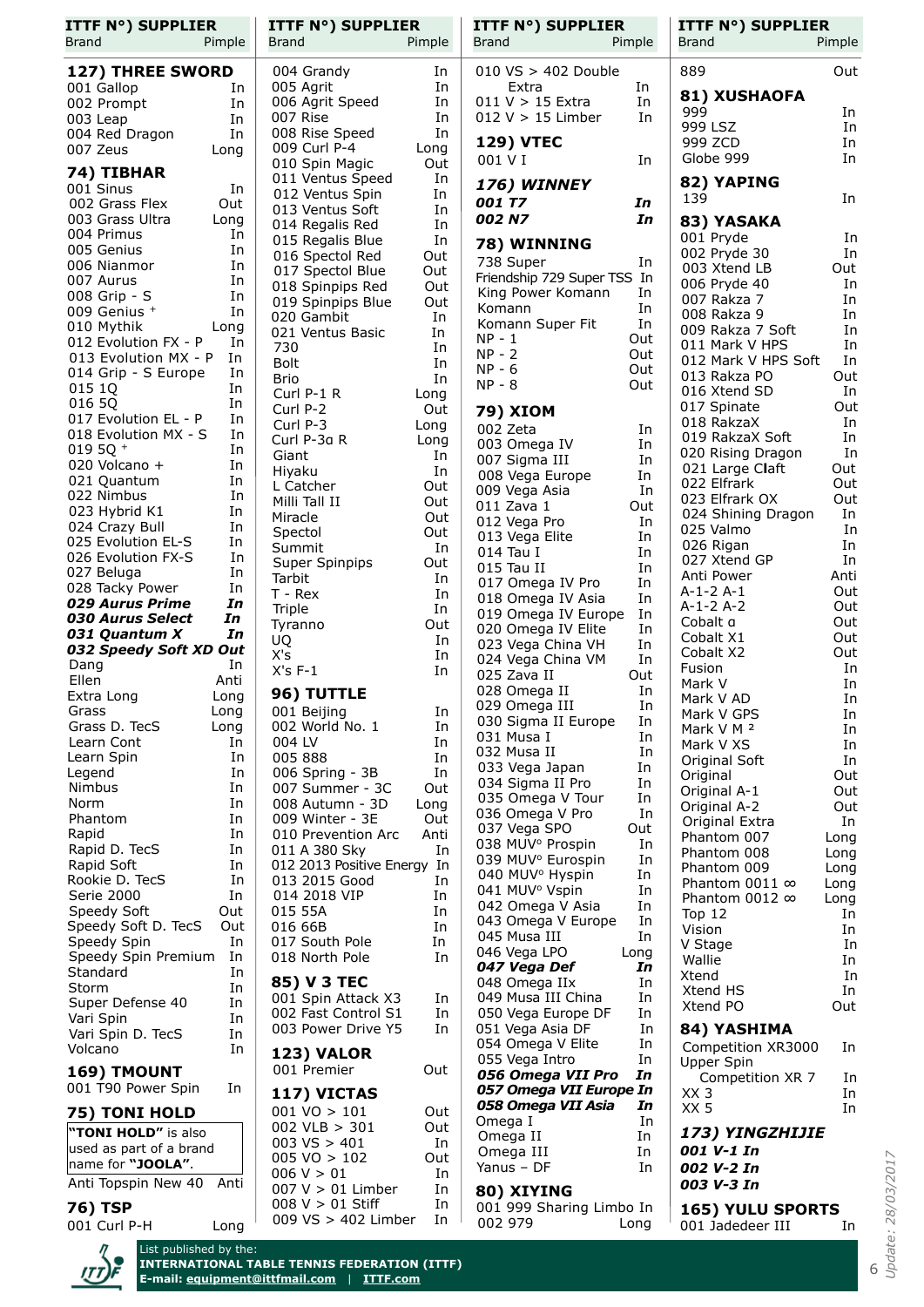| ITTF N°) SUPPLIER Brand | Pimple |
|---|---|
| **127) THREE SWORD** | |
| 001 Gallop | In |
| 002 Prompt | In |
| 003 Leap | In |
| 004 Red Dragon | In |
| 007 Zeus | Long |
| **74) TIBHAR** | |
| 001 Sinus | In |
| 002 Grass Flex | Out |
| 003 Grass Ultra | Long |
| 004 Primus | In |
| 005 Genius | In |
| 006 Nianmor | In |
| 007 Aurus | In |
| 008 Grip - S | In |
| 009 Genius + | In |
| 010 Mythik | Long |
| 012 Evolution FX - P | In |
| 013 Evolution MX - P | In |
| 014 Grip - S Europe | In |
| 015 1Q | In |
| 016 5Q | In |
| 017 Evolution EL - P | In |
| 018 Evolution MX - S | In |
| 019 5Q + | In |
| 020 Volcano + | In |
| 021 Quantum | In |
| 022 Nimbus | In |
| 023 Hybrid K1 | In |
| 024 Crazy Bull | In |
| 025 Evolution EL-S | In |
| 026 Evolution FX-S | In |
| 027 Beluga | In |
| 028 Tacky Power | In |
| ***029 Aurus Prime*** | ***In*** |
| ***030 Aurus Select*** | ***In*** |
| ***031 Quantum X*** | ***In*** |
| ***032 Speedy Soft XD*** | ***Out*** |
| Dang | In |
| Ellen | Anti |
| Extra Long | Long |
| Grass | Long |
| Grass D. TecS | Long |
| Learn Cont | In |
| Learn Spin | In |
| Legend | In |
| Nimbus | In |
| Norm | In |
| Phantom | In |
| Rapid | In |
| Rapid D. TecS | In |
| Rapid Soft | In |
| Rookie D. TecS | In |
| Serie 2000 | In |
| Speedy Soft | Out |
| Speedy Soft D. TecS | Out |
| Speedy Spin | In |
| Speedy Spin Premium | In |
| Standard | In |
| Storm | In |
| Super Defense 40 | In |
| Vari Spin | In |
| Vari Spin D. TecS | In |
| Volcano | In |
| **169) TMOUNT** | |
| 001 T90 Power Spin | In |
| **75) TONI HOLD** | |
| **"TONI HOLD"** is also used as part of a brand name for **"JOOLA"**. | |
| Anti Topspin New 40 | Anti |
| **76) TSP** | |
| 001 Curl P-H | Long |
| 004 Grandy | In |
| 005 Agrit | In |
| 006 Agrit Speed | In |
| 007 Rise | In |
| 008 Rise Speed | In |
| 009 Curl P-4 | Long |
| 010 Spin Magic | Out |
| 011 Ventus Speed | In |
| 012 Ventus Spin | In |
| 013 Ventus Soft | In |
| 014 Regalis Red | In |
| 015 Regalis Blue | In |
| 016 Spectol Red | Out |
| 017 Spectol Blue | Out |
| 018 Spinpips Red | Out |
| 019 Spinpips Blue | Out |
| 020 Gambit | In |
| 021 Ventus Basic | In |
| 730 | In |
| Bolt | In |
| Brio | In |
| Curl P-1 R | Long |
| Curl P-2 | Out |
| Curl P-3 | Long |
| Curl P-3α R | Long |
| Giant | In |
| Hiyaku | In |
| L Catcher | Out |
| Milli Tall II | Out |
| Miracle | Out |
| Spectol | Out |
| Summit | In |
| Super Spinpips | Out |
| Tarbit | In |
| T - Rex | In |
| Triple | In |
| Tyranno | Out |
| UQ | In |
| X's | In |
| X's F-1 | In |
| **96) TUTTLE** | |
| 001 Beijing | In |
| 002 World No. 1 | In |
| 004 LV | In |
| 005 888 | In |
| 006 Spring - 3B | In |
| 007 Summer - 3C | Out |
| 008 Autumn - 3D | Long |
| 009 Winter - 3E | Out |
| 010 Prevention Arc | Anti |
| 011 A 380 Sky | In |
| 012 2013 Positive Energy | In |
| 013 2015 Good | In |
| 014 2018 VIP | In |
| 015 55A | In |
| 016 66B | In |
| 017 South Pole | In |
| 018 North Pole | In |
| **85) V 3 TEC** | |
| 001 Spin Attack X3 | In |
| 002 Fast Control S1 | In |
| 003 Power Drive Y5 | In |
| **123) VALOR** | |
| 001 Premier | Out |
| **117) VICTAS** | |
| 001 VO > 101 | Out |
| 002 VLB > 301 | Out |
| 003 VS > 401 | In |
| 005 VO > 102 | Out |
| 006 V > 01 | In |
| 007 V > 01 Limber | In |
| 008 V > 01 Stiff | In |
| 009 VS > 402 Limber | In |
| 010 VS > 402 Double Extra | In |
| 011 V > 15 Extra | In |
| 012 V > 15 Limber | In |
| **129) VTEC** | |
| 001 V I | In |
| ***176) WINNEY*** | |
| ***001 T7*** | ***In*** |
| ***002 N7*** | ***In*** |
| **78) WINNING** | |
| 738 Super | In |
| Friendship 729 Super TSS | In |
| King Power Komann | In |
| Komann | In |
| Komann Super Fit | In |
| NP - 1 | Out |
| NP - 2 | Out |
| NP - 6 | Out |
| NP - 8 | Out |
| **79) XIOM** | |
| 002 Zeta | In |
| 003 Omega IV | In |
| 007 Sigma III | In |
| 008 Vega Europe | In |
| 009 Vega Asia | In |
| 011 Zava 1 | Out |
| 012 Vega Pro | In |
| 013 Vega Elite | In |
| 014 Tau I | In |
| 015 Tau II | In |
| 017 Omega IV Pro | In |
| 018 Omega IV Asia | In |
| 019 Omega IV Europe | In |
| 020 Omega IV Elite | In |
| 023 Vega China VH | In |
| 024 Vega China VM | In |
| 025 Zava II | Out |
| 028 Omega II | In |
| 029 Omega III | In |
| 030 Sigma II Europe | In |
| 031 Musa I | In |
| 032 Musa II | In |
| 033 Vega Japan | In |
| 034 Sigma II Pro | In |
| 035 Omega V Tour | In |
| 036 Omega V Pro | In |
| 037 Vega SPO | Out |
| 038 MUV° Prospin | In |
| 039 MUV° Eurospin | In |
| 040 MUV° Hyspin | In |
| 041 MUV° Vspin | In |
| 042 Omega V Asia | In |
| 043 Omega V Europe | In |
| 045 Musa III | In |
| 046 Vega LPO | Long |
| ***047 Vega Def*** | ***In*** |
| 048 Omega IIx | In |
| 049 Musa III China | In |
| 050 Vega Europe DF | In |
| 051 Vega Asia DF | In |
| 054 Omega V Elite | In |
| 055 Vega Intro | In |
| ***056 Omega VII Pro*** | ***In*** |
| ***057 Omega VII Europe*** | ***In*** |
| ***058 Omega VII Asia*** | ***In*** |
| Omega I | In |
| Omega II | In |
| Omega III | In |
| Yanus – DF | In |
| **80) XIYING** | |
| 001 999 Sharing Limbo | In |
| 002 979 | Long |
| 889 | Out |
| **81) XUSHAOFA** | |
| 999 | In |
| 999 LSZ | In |
| 999 ZCD | In |
| Globe 999 | In |
| **82) YAPING** | |
| 139 | In |
| **83) YASAKA** | |
| 001 Pryde | In |
| 002 Pryde 30 | In |
| 003 Xtend LB | Out |
| 006 Pryde 40 | In |
| 007 Rakza 7 | In |
| 008 Rakza 9 | In |
| 009 Rakza 7 Soft | In |
| 011 Mark V HPS | In |
| 012 Mark V HPS Soft | In |
| 013 Rakza PO | Out |
| 016 Xtend SD | In |
| 017 Spinate | Out |
| 018 RakzaX | In |
| 019 RakzaX Soft | In |
| 020 Rising Dragon | In |
| 021 Large Claft | Out |
| 022 Elfrark | Out |
| 023 Elfrark OX | Out |
| 024 Shining Dragon | In |
| 025 Valmo | In |
| 026 Rigan | In |
| 027 Xtend GP | In |
| Anti Power | Anti |
| A-1-2 A-1 | Out |
| A-1-2 A-2 | Out |
| Cobalt α | Out |
| Cobalt X1 | Out |
| Cobalt X2 | Out |
| Fusion | In |
| Mark V | In |
| Mark V AD | In |
| Mark V GPS | In |
| Mark V M ² | In |
| Mark V XS | In |
| Original Soft | In |
| Original | Out |
| Original A-1 | Out |
| Original A-2 | Out |
| Original Extra | In |
| Phantom 007 | Long |
| Phantom 008 | Long |
| Phantom 009 | Long |
| Phantom 0011 ∞ | Long |
| Phantom 0012 ∞ | Long |
| Top 12 | In |
| Vision | In |
| V Stage | In |
| Wallie | In |
| Xtend | In |
| Xtend HS | In |
| Xtend PO | Out |
| **84) YASHIMA** | |
| Competition XR3000 | In |
| Upper Spin Competition XR 7 | In |
| XX 3 | In |
| XX 5 | In |
| ***173) YINGZHIJIE*** | |
| ***001 V-1*** | ***In*** |
| ***002 V-2*** | ***In*** |
| ***003 V-3*** | ***In*** |
| **165) YULU SPORTS** | |
| 001 Jadedeer III | In |

List published by the:
**INTERNATIONAL TABLE TENNIS FEDERATION (ITTF)**
**E-mail: equipment@ittfmail.com | ITTF.com**

Update: 28/03/2017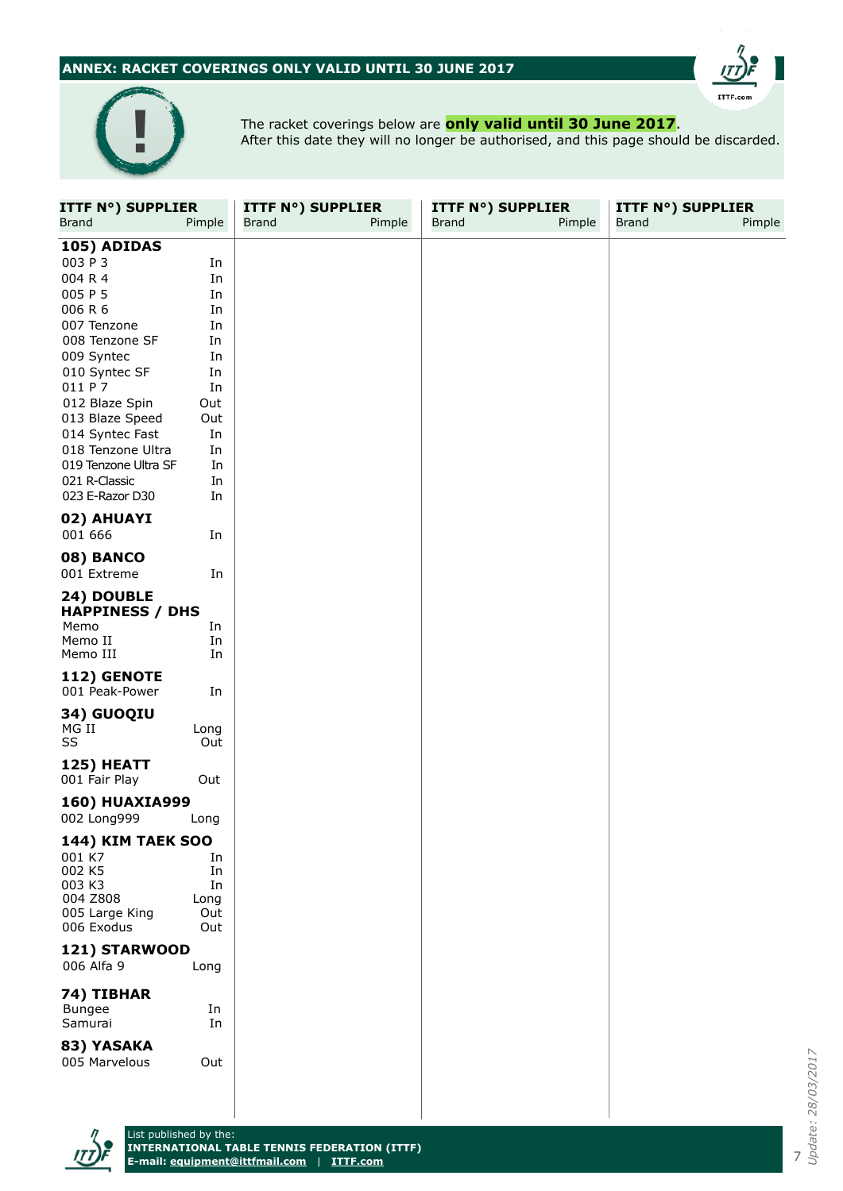## ANNEX: RACKET COVERINGS ONLY VALID UNTIL 30 JUNE 2017

The racket coverings below are **only valid until 30 June 2017**.
After this date they will no longer be authorised, and this page should be discarded.

| ITTF N°) SUPPLIER Brand | Pimple |
|---|---|
| **105) ADIDAS** | |
| 003 P 3 | In |
| 004 R 4 | In |
| 005 P 5 | In |
| 006 R 6 | In |
| 007 Tenzone | In |
| 008 Tenzone SF | In |
| 009 Syntec | In |
| 010 Syntec SF | In |
| 011 P 7 | In |
| 012 Blaze Spin | Out |
| 013 Blaze Speed | Out |
| 014 Syntec Fast | In |
| 018 Tenzone Ultra | In |
| 019 Tenzone Ultra SF | In |
| 021 R-Classic | In |
| 023 E-Razor D30 | In |
| **02) AHUAYI** | |
| 001 666 | In |
| **08) BANCO** | |
| 001 Extreme | In |
| **24) DOUBLE HAPPINESS / DHS** | |
| Memo | In |
| Memo II | In |
| Memo III | In |
| **112) GENOTE** | |
| 001 Peak-Power | In |
| **34) GUOQIU** | |
| MG II | Long |
| SS | Out |
| **125) HEATT** | |
| 001 Fair Play | Out |
| **160) HUAXIA999** | |
| 002 Long999 | Long |
| **144) KIM TAEK SOO** | |
| 001 K7 | In |
| 002 K5 | In |
| 003 K3 | In |
| 004 Z808 | Long |
| 005 Large King | Out |
| 006 Exodus | Out |
| **121) STARWOOD** | |
| 006 Alfa 9 | Long |
| **74) TIBHAR** | |
| Bungee | In |
| Samurai | In |
| **83) YASAKA** | |
| 005 Marvelous | Out |

List published by the:
**INTERNATIONAL TABLE TENNIS FEDERATION (ITTF)**
**E-mail: equipment@ittfmail.com | ITTF.com**

*Update: 28/03/2017*